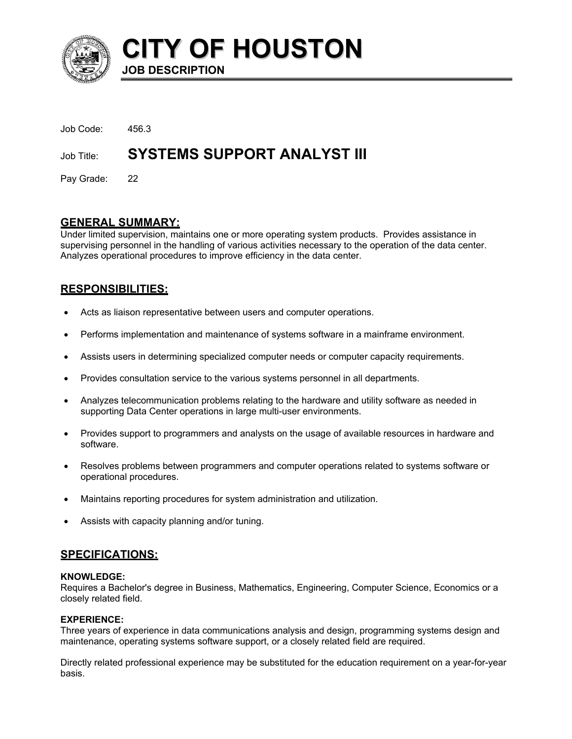# CITY OF HOUSTON

**JOB DESCRIPTION**

Job Code: 456.3

Job Title: **SYSTEMS SUPPORT ANALYST III**

Pay Grade: 22

## GENERAL SUMMARY:

Under limited supervision, maintains one or more operating system products. Provides assistance in supervising personnel in the handling of various activities necessary to the operation of the data center. Analyzes operational procedures to improve efficiency in the data center.

## RESPONSIBILITIES:

- Acts as liaison representative between users and computer operations.
- Performs implementation and maintenance of systems software in a mainframe environment.
- Assists users in determining specialized computer needs or computer capacity requirements.
- Provides consultation service to the various systems personnel in all departments.
- Analyzes telecommunication problems relating to the hardware and utility software as needed in supporting Data Center operations in large multi-user environments.
- Provides support to programmers and analysts on the usage of available resources in hardware and software.
- Resolves problems between programmers and computer operations related to systems software or operational procedures.
- Maintains reporting procedures for system administration and utilization.
- Assists with capacity planning and/or tuning.

## SPECIFICATIONS:

### KNOWLEDGE:

Requires a Bachelor's degree in Business, Mathematics, Engineering, Computer Science, Economics or a closely related field.

### EXPERIENCE:

Three years of experience in data communications analysis and design, programming systems design and maintenance, operating systems software support, or a closely related field are required.

Directly related professional experience may be substituted for the education requirement on a year-for-year basis.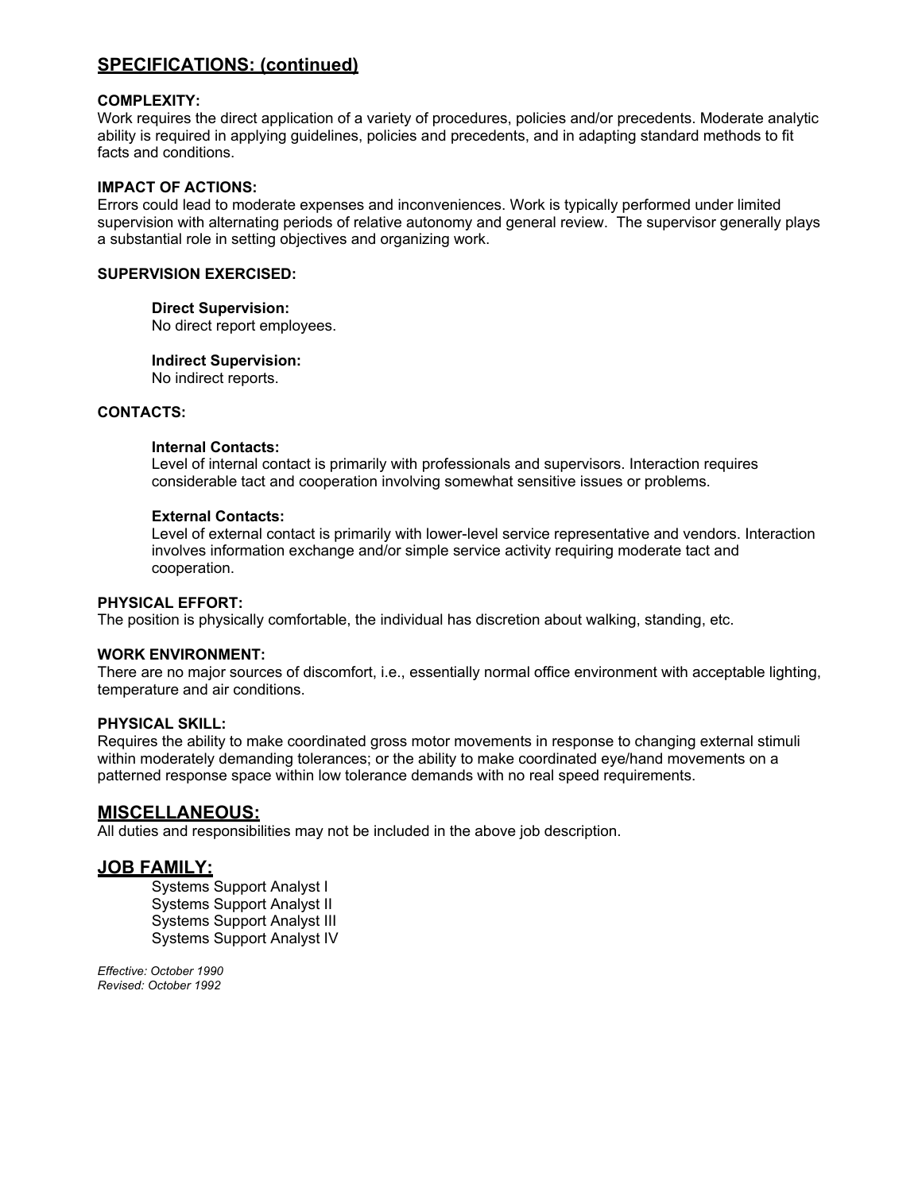## SPECIFICATIONS: (continued)

**COMPLEXITY:**
Work requires the direct application of a variety of procedures, policies and/or precedents. Moderate analytic ability is required in applying guidelines, policies and precedents, and in adapting standard methods to fit facts and conditions.

**IMPACT OF ACTIONS:**
Errors could lead to moderate expenses and inconveniences. Work is typically performed under limited supervision with alternating periods of relative autonomy and general review. The supervisor generally plays a substantial role in setting objectives and organizing work.

**SUPERVISION EXERCISED:**

**Direct Supervision:**
No direct report employees.

**Indirect Supervision:**
No indirect reports.

**CONTACTS:**

**Internal Contacts:**
Level of internal contact is primarily with professionals and supervisors. Interaction requires considerable tact and cooperation involving somewhat sensitive issues or problems.

**External Contacts:**
Level of external contact is primarily with lower-level service representative and vendors. Interaction involves information exchange and/or simple service activity requiring moderate tact and cooperation.

**PHYSICAL EFFORT:**
The position is physically comfortable, the individual has discretion about walking, standing, etc.

**WORK ENVIRONMENT:**
There are no major sources of discomfort, i.e., essentially normal office environment with acceptable lighting, temperature and air conditions.

**PHYSICAL SKILL:**
Requires the ability to make coordinated gross motor movements in response to changing external stimuli within moderately demanding tolerances; or the ability to make coordinated eye/hand movements on a patterned response space within low tolerance demands with no real speed requirements.

## MISCELLANEOUS:

All duties and responsibilities may not be included in the above job description.

## JOB FAMILY:

Systems Support Analyst I
Systems Support Analyst II
Systems Support Analyst III
Systems Support Analyst IV

*Effective: October 1990*
*Revised: October 1992*